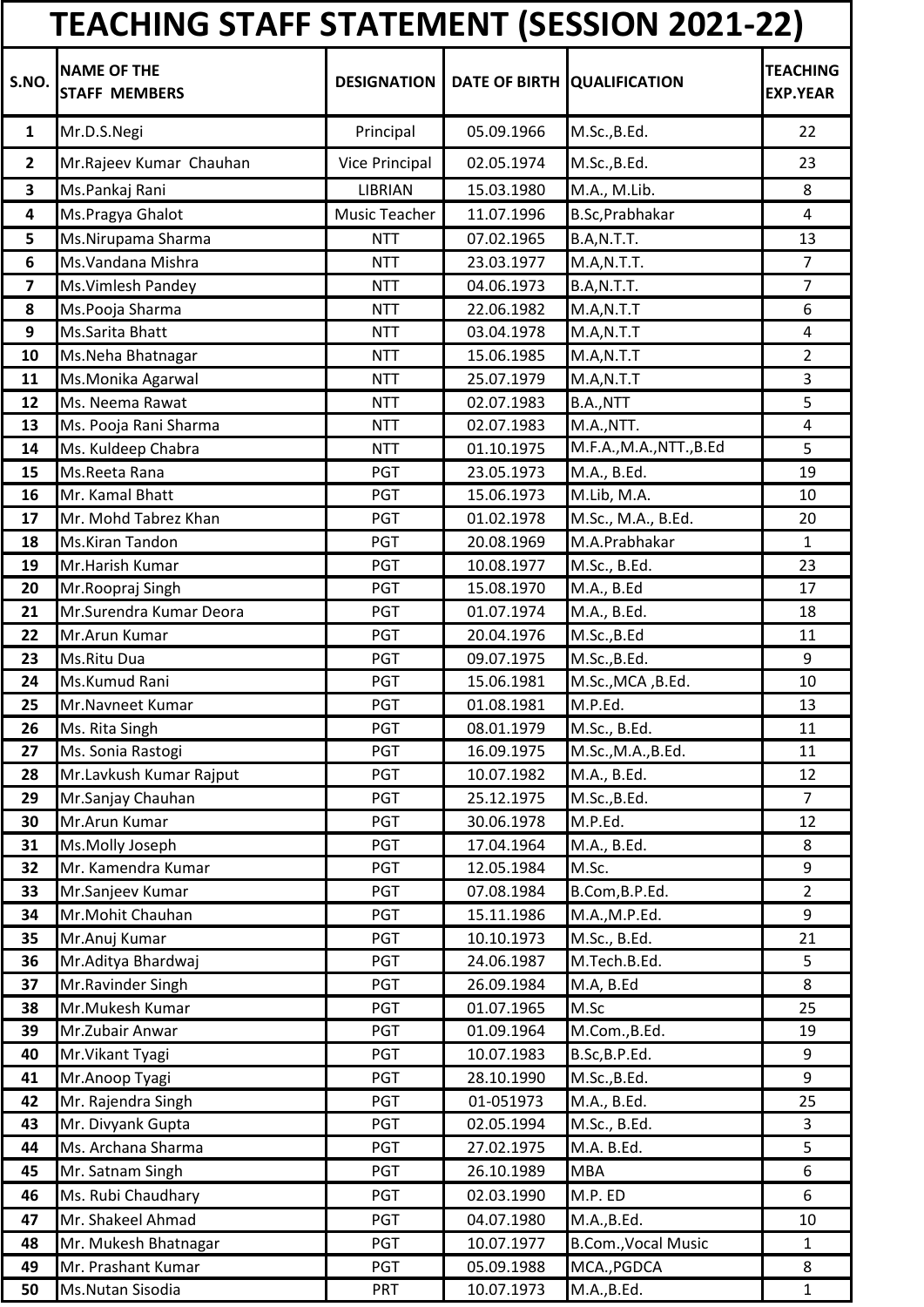# TEACHING STAFF STATEMENT (SESSION 2021-22)

| S.NO. | NAME OF THE STAFF MEMBERS | DESIGNATION | DATE OF BIRTH | QUALIFICATION | TEACHING EXP.YEAR |
|---|---|---|---|---|---|
| 1 | Mr.D.S.Negi | Principal | 05.09.1966 | M.Sc.,B.Ed. | 22 |
| 2 | Mr.Rajeev Kumar Chauhan | Vice Principal | 02.05.1974 | M.Sc.,B.Ed. | 23 |
| 3 | Ms.Pankaj Rani | LIBRIAN | 15.03.1980 | M.A., M.Lib. | 8 |
| 4 | Ms.Pragya Ghalot | Music Teacher | 11.07.1996 | B.Sc,Prabhakar | 4 |
| 5 | Ms.Nirupama Sharma | NTT | 07.02.1965 | B.A,N.T.T. | 13 |
| 6 | Ms.Vandana Mishra | NTT | 23.03.1977 | M.A,N.T.T. | 7 |
| 7 | Ms.Vimlesh Pandey | NTT | 04.06.1973 | B.A,N.T.T. | 7 |
| 8 | Ms.Pooja Sharma | NTT | 22.06.1982 | M.A,N.T.T | 6 |
| 9 | Ms.Sarita Bhatt | NTT | 03.04.1978 | M.A,N.T.T | 4 |
| 10 | Ms.Neha Bhatnagar | NTT | 15.06.1985 | M.A,N.T.T | 2 |
| 11 | Ms.Monika Agarwal | NTT | 25.07.1979 | M.A,N.T.T | 3 |
| 12 | Ms. Neema Rawat | NTT | 02.07.1983 | B.A.,NTT | 5 |
| 13 | Ms. Pooja Rani Sharma | NTT | 02.07.1983 | M.A.,NTT. | 4 |
| 14 | Ms. Kuldeep Chabra | NTT | 01.10.1975 | M.F.A.,M.A.,NTT.,B.Ed | 5 |
| 15 | Ms.Reeta Rana | PGT | 23.05.1973 | M.A., B.Ed. | 19 |
| 16 | Mr. Kamal Bhatt | PGT | 15.06.1973 | M.Lib, M.A. | 10 |
| 17 | Mr. Mohd Tabrez Khan | PGT | 01.02.1978 | M.Sc., M.A., B.Ed. | 20 |
| 18 | Ms.Kiran Tandon | PGT | 20.08.1969 | M.A.Prabhakar | 1 |
| 19 | Mr.Harish Kumar | PGT | 10.08.1977 | M.Sc., B.Ed. | 23 |
| 20 | Mr.Roopraj Singh | PGT | 15.08.1970 | M.A., B.Ed | 17 |
| 21 | Mr.Surendra Kumar Deora | PGT | 01.07.1974 | M.A., B.Ed. | 18 |
| 22 | Mr.Arun Kumar | PGT | 20.04.1976 | M.Sc.,B.Ed | 11 |
| 23 | Ms.Ritu Dua | PGT | 09.07.1975 | M.Sc.,B.Ed. | 9 |
| 24 | Ms.Kumud Rani | PGT | 15.06.1981 | M.Sc.,MCA ,B.Ed. | 10 |
| 25 | Mr.Navneet Kumar | PGT | 01.08.1981 | M.P.Ed. | 13 |
| 26 | Ms. Rita Singh | PGT | 08.01.1979 | M.Sc., B.Ed. | 11 |
| 27 | Ms. Sonia Rastogi | PGT | 16.09.1975 | M.Sc.,M.A.,B.Ed. | 11 |
| 28 | Mr.Lavkush Kumar Rajput | PGT | 10.07.1982 | M.A., B.Ed. | 12 |
| 29 | Mr.Sanjay Chauhan | PGT | 25.12.1975 | M.Sc.,B.Ed. | 7 |
| 30 | Mr.Arun Kumar | PGT | 30.06.1978 | M.P.Ed. | 12 |
| 31 | Ms.Molly Joseph | PGT | 17.04.1964 | M.A., B.Ed. | 8 |
| 32 | Mr. Kamendra Kumar | PGT | 12.05.1984 | M.Sc. | 9 |
| 33 | Mr.Sanjeev Kumar | PGT | 07.08.1984 | B.Com,B.P.Ed. | 2 |
| 34 | Mr.Mohit Chauhan | PGT | 15.11.1986 | M.A.,M.P.Ed. | 9 |
| 35 | Mr.Anuj Kumar | PGT | 10.10.1973 | M.Sc., B.Ed. | 21 |
| 36 | Mr.Aditya Bhardwaj | PGT | 24.06.1987 | M.Tech.B.Ed. | 5 |
| 37 | Mr.Ravinder Singh | PGT | 26.09.1984 | M.A, B.Ed | 8 |
| 38 | Mr.Mukesh Kumar | PGT | 01.07.1965 | M.Sc | 25 |
| 39 | Mr.Zubair Anwar | PGT | 01.09.1964 | M.Com.,B.Ed. | 19 |
| 40 | Mr.Vikant Tyagi | PGT | 10.07.1983 | B.Sc,B.P.Ed. | 9 |
| 41 | Mr.Anoop Tyagi | PGT | 28.10.1990 | M.Sc.,B.Ed. | 9 |
| 42 | Mr. Rajendra Singh | PGT | 01-051973 | M.A., B.Ed. | 25 |
| 43 | Mr. Divyank Gupta | PGT | 02.05.1994 | M.Sc., B.Ed. | 3 |
| 44 | Ms. Archana Sharma | PGT | 27.02.1975 | M.A. B.Ed. | 5 |
| 45 | Mr. Satnam Singh | PGT | 26.10.1989 | MBA | 6 |
| 46 | Ms. Rubi Chaudhary | PGT | 02.03.1990 | M.P. ED | 6 |
| 47 | Mr. Shakeel Ahmad | PGT | 04.07.1980 | M.A.,B.Ed. | 10 |
| 48 | Mr. Mukesh Bhatnagar | PGT | 10.07.1977 | B.Com.,Vocal Music | 1 |
| 49 | Mr. Prashant Kumar | PGT | 05.09.1988 | MCA.,PGDCA | 8 |
| 50 | Ms.Nutan Sisodia | PRT | 10.07.1973 | M.A.,B.Ed. | 1 |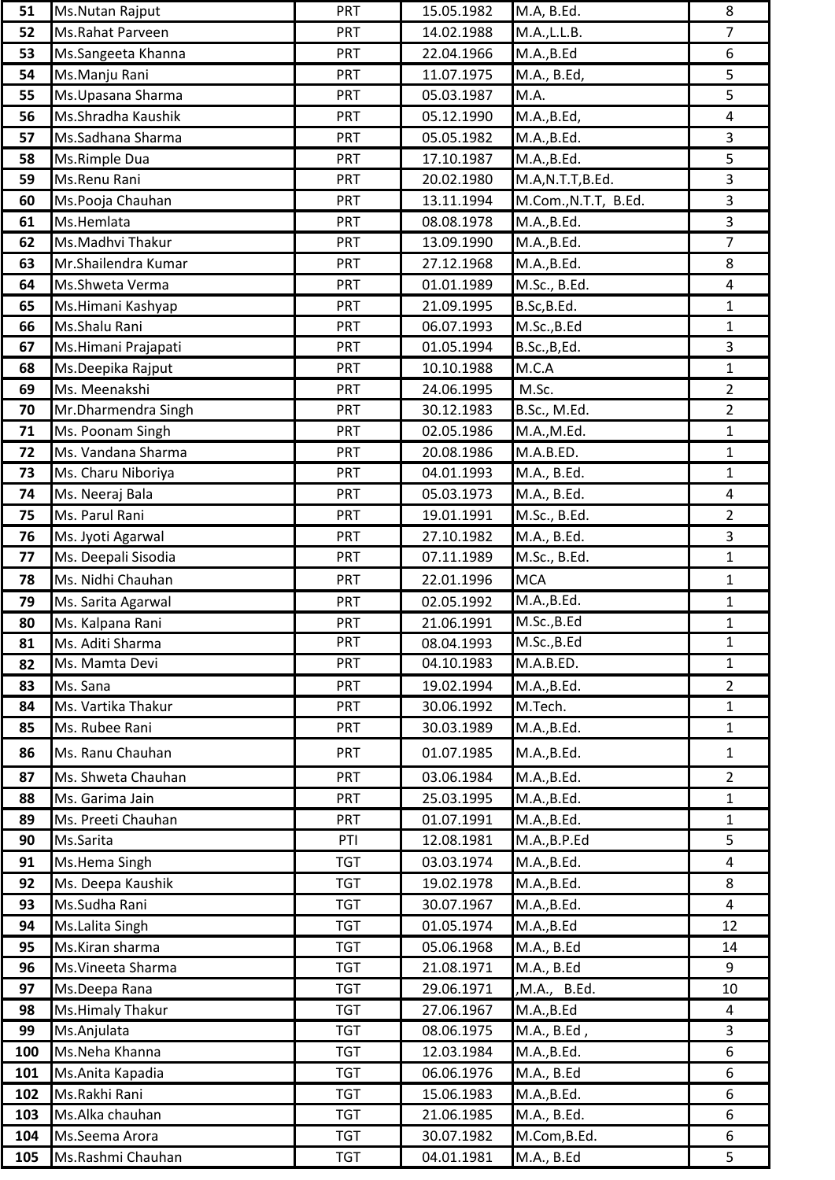| | | | | | |
|---|---|---|---|---|---|
| 51 | Ms.Nutan Rajput | PRT | 15.05.1982 | M.A, B.Ed. | 8 |
| 52 | Ms.Rahat Parveen | PRT | 14.02.1988 | M.A.,L.L.B. | 7 |
| 53 | Ms.Sangeeta Khanna | PRT | 22.04.1966 | M.A.,B.Ed | 6 |
| 54 | Ms.Manju Rani | PRT | 11.07.1975 | M.A., B.Ed, | 5 |
| 55 | Ms.Upasana Sharma | PRT | 05.03.1987 | M.A. | 5 |
| 56 | Ms.Shradha Kaushik | PRT | 05.12.1990 | M.A.,B.Ed, | 4 |
| 57 | Ms.Sadhana Sharma | PRT | 05.05.1982 | M.A.,B.Ed. | 3 |
| 58 | Ms.Rimple Dua | PRT | 17.10.1987 | M.A.,B.Ed. | 5 |
| 59 | Ms.Renu Rani | PRT | 20.02.1980 | M.A,N.T.T,B.Ed. | 3 |
| 60 | Ms.Pooja Chauhan | PRT | 13.11.1994 | M.Com.,N.T.T, B.Ed. | 3 |
| 61 | Ms.Hemlata | PRT | 08.08.1978 | M.A.,B.Ed. | 3 |
| 62 | Ms.Madhvi Thakur | PRT | 13.09.1990 | M.A.,B.Ed. | 7 |
| 63 | Mr.Shailendra Kumar | PRT | 27.12.1968 | M.A.,B.Ed. | 8 |
| 64 | Ms.Shweta Verma | PRT | 01.01.1989 | M.Sc., B.Ed. | 4 |
| 65 | Ms.Himani Kashyap | PRT | 21.09.1995 | B.Sc,B.Ed. | 1 |
| 66 | Ms.Shalu Rani | PRT | 06.07.1993 | M.Sc.,B.Ed | 1 |
| 67 | Ms.Himani Prajapati | PRT | 01.05.1994 | B.Sc.,B,Ed. | 3 |
| 68 | Ms.Deepika Rajput | PRT | 10.10.1988 | M.C.A | 1 |
| 69 | Ms. Meenakshi | PRT | 24.06.1995 | M.Sc. | 2 |
| 70 | Mr.Dharmendra Singh | PRT | 30.12.1983 | B.Sc., M.Ed. | 2 |
| 71 | Ms. Poonam Singh | PRT | 02.05.1986 | M.A.,M.Ed. | 1 |
| 72 | Ms. Vandana Sharma | PRT | 20.08.1986 | M.A.B.ED. | 1 |
| 73 | Ms. Charu Niboriya | PRT | 04.01.1993 | M.A., B.Ed. | 1 |
| 74 | Ms. Neeraj Bala | PRT | 05.03.1973 | M.A., B.Ed. | 4 |
| 75 | Ms. Parul Rani | PRT | 19.01.1991 | M.Sc., B.Ed. | 2 |
| 76 | Ms. Jyoti Agarwal | PRT | 27.10.1982 | M.A., B.Ed. | 3 |
| 77 | Ms. Deepali Sisodia | PRT | 07.11.1989 | M.Sc., B.Ed. | 1 |
| 78 | Ms. Nidhi Chauhan | PRT | 22.01.1996 | MCA | 1 |
| 79 | Ms. Sarita Agarwal | PRT | 02.05.1992 | M.A.,B.Ed. | 1 |
| 80 | Ms. Kalpana Rani | PRT | 21.06.1991 | M.Sc.,B.Ed | 1 |
| 81 | Ms. Aditi Sharma | PRT | 08.04.1993 | M.Sc.,B.Ed | 1 |
| 82 | Ms. Mamta Devi | PRT | 04.10.1983 | M.A.B.ED. | 1 |
| 83 | Ms. Sana | PRT | 19.02.1994 | M.A.,B.Ed. | 2 |
| 84 | Ms. Vartika Thakur | PRT | 30.06.1992 | M.Tech. | 1 |
| 85 | Ms. Rubee Rani | PRT | 30.03.1989 | M.A.,B.Ed. | 1 |
| 86 | Ms. Ranu Chauhan | PRT | 01.07.1985 | M.A.,B.Ed. | 1 |
| 87 | Ms. Shweta Chauhan | PRT | 03.06.1984 | M.A.,B.Ed. | 2 |
| 88 | Ms. Garima Jain | PRT | 25.03.1995 | M.A.,B.Ed. | 1 |
| 89 | Ms. Preeti Chauhan | PRT | 01.07.1991 | M.A.,B.Ed. | 1 |
| 90 | Ms.Sarita | PTI | 12.08.1981 | M.A.,B.P.Ed | 5 |
| 91 | Ms.Hema Singh | TGT | 03.03.1974 | M.A.,B.Ed. | 4 |
| 92 | Ms. Deepa Kaushik | TGT | 19.02.1978 | M.A.,B.Ed. | 8 |
| 93 | Ms.Sudha Rani | TGT | 30.07.1967 | M.A.,B.Ed. | 4 |
| 94 | Ms.Lalita Singh | TGT | 01.05.1974 | M.A.,B.Ed | 12 |
| 95 | Ms.Kiran sharma | TGT | 05.06.1968 | M.A., B.Ed | 14 |
| 96 | Ms.Vineeta Sharma | TGT | 21.08.1971 | M.A., B.Ed | 9 |
| 97 | Ms.Deepa Rana | TGT | 29.06.1971 | ,M.A., B.Ed. | 10 |
| 98 | Ms.Himaly Thakur | TGT | 27.06.1967 | M.A.,B.Ed | 4 |
| 99 | Ms.Anjulata | TGT | 08.06.1975 | M.A., B.Ed , | 3 |
| 100 | Ms.Neha Khanna | TGT | 12.03.1984 | M.A.,B.Ed. | 6 |
| 101 | Ms.Anita Kapadia | TGT | 06.06.1976 | M.A., B.Ed | 6 |
| 102 | Ms.Rakhi Rani | TGT | 15.06.1983 | M.A.,B.Ed. | 6 |
| 103 | Ms.Alka chauhan | TGT | 21.06.1985 | M.A., B.Ed. | 6 |
| 104 | Ms.Seema Arora | TGT | 30.07.1982 | M.Com,B.Ed. | 6 |
| 105 | Ms.Rashmi Chauhan | TGT | 04.01.1981 | M.A., B.Ed | 5 |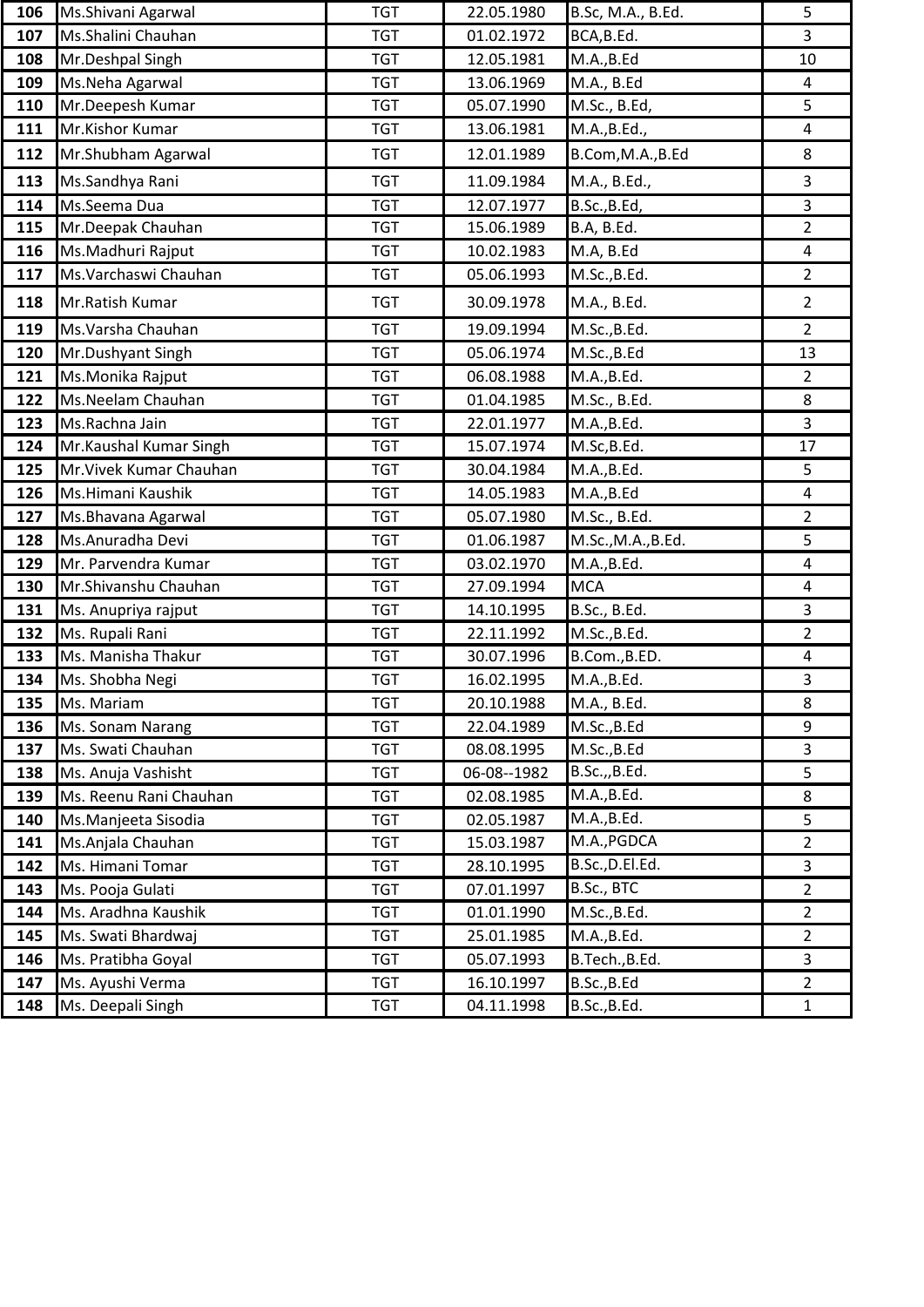| | | | | | |
|---|---|---|---|---|---|
| 106 | Ms.Shivani Agarwal | TGT | 22.05.1980 | B.Sc, M.A., B.Ed. | 5 |
| 107 | Ms.Shalini Chauhan | TGT | 01.02.1972 | BCA,B.Ed. | 3 |
| 108 | Mr.Deshpal Singh | TGT | 12.05.1981 | M.A.,B.Ed | 10 |
| 109 | Ms.Neha Agarwal | TGT | 13.06.1969 | M.A., B.Ed | 4 |
| 110 | Mr.Deepesh Kumar | TGT | 05.07.1990 | M.Sc., B.Ed, | 5 |
| 111 | Mr.Kishor Kumar | TGT | 13.06.1981 | M.A.,B.Ed., | 4 |
| 112 | Mr.Shubham Agarwal | TGT | 12.01.1989 | B.Com,M.A.,B.Ed | 8 |
| 113 | Ms.Sandhya Rani | TGT | 11.09.1984 | M.A., B.Ed., | 3 |
| 114 | Ms.Seema Dua | TGT | 12.07.1977 | B.Sc.,B.Ed, | 3 |
| 115 | Mr.Deepak Chauhan | TGT | 15.06.1989 | B.A, B.Ed. | 2 |
| 116 | Ms.Madhuri Rajput | TGT | 10.02.1983 | M.A, B.Ed | 4 |
| 117 | Ms.Varchaswi Chauhan | TGT | 05.06.1993 | M.Sc.,B.Ed. | 2 |
| 118 | Mr.Ratish Kumar | TGT | 30.09.1978 | M.A., B.Ed. | 2 |
| 119 | Ms.Varsha Chauhan | TGT | 19.09.1994 | M.Sc.,B.Ed. | 2 |
| 120 | Mr.Dushyant Singh | TGT | 05.06.1974 | M.Sc.,B.Ed | 13 |
| 121 | Ms.Monika Rajput | TGT | 06.08.1988 | M.A.,B.Ed. | 2 |
| 122 | Ms.Neelam Chauhan | TGT | 01.04.1985 | M.Sc., B.Ed. | 8 |
| 123 | Ms.Rachna Jain | TGT | 22.01.1977 | M.A.,B.Ed. | 3 |
| 124 | Mr.Kaushal Kumar Singh | TGT | 15.07.1974 | M.Sc,B.Ed. | 17 |
| 125 | Mr.Vivek Kumar Chauhan | TGT | 30.04.1984 | M.A.,B.Ed. | 5 |
| 126 | Ms.Himani Kaushik | TGT | 14.05.1983 | M.A.,B.Ed | 4 |
| 127 | Ms.Bhavana Agarwal | TGT | 05.07.1980 | M.Sc., B.Ed. | 2 |
| 128 | Ms.Anuradha Devi | TGT | 01.06.1987 | M.Sc.,M.A.,B.Ed. | 5 |
| 129 | Mr. Parvendra Kumar | TGT | 03.02.1970 | M.A.,B.Ed. | 4 |
| 130 | Mr.Shivanshu Chauhan | TGT | 27.09.1994 | MCA | 4 |
| 131 | Ms. Anupriya rajput | TGT | 14.10.1995 | B.Sc., B.Ed. | 3 |
| 132 | Ms. Rupali Rani | TGT | 22.11.1992 | M.Sc.,B.Ed. | 2 |
| 133 | Ms. Manisha Thakur | TGT | 30.07.1996 | B.Com.,B.ED. | 4 |
| 134 | Ms. Shobha Negi | TGT | 16.02.1995 | M.A.,B.Ed. | 3 |
| 135 | Ms. Mariam | TGT | 20.10.1988 | M.A., B.Ed. | 8 |
| 136 | Ms. Sonam Narang | TGT | 22.04.1989 | M.Sc.,B.Ed | 9 |
| 137 | Ms. Swati Chauhan | TGT | 08.08.1995 | M.Sc.,B.Ed | 3 |
| 138 | Ms. Anuja Vashisht | TGT | 06-08--1982 | B.Sc.,,B.Ed. | 5 |
| 139 | Ms. Reenu Rani Chauhan | TGT | 02.08.1985 | M.A.,B.Ed. | 8 |
| 140 | Ms.Manjeeta Sisodia | TGT | 02.05.1987 | M.A.,B.Ed. | 5 |
| 141 | Ms.Anjala Chauhan | TGT | 15.03.1987 | M.A.,PGDCA | 2 |
| 142 | Ms. Himani Tomar | TGT | 28.10.1995 | B.Sc.,D.El.Ed. | 3 |
| 143 | Ms. Pooja Gulati | TGT | 07.01.1997 | B.Sc., BTC | 2 |
| 144 | Ms. Aradhna Kaushik | TGT | 01.01.1990 | M.Sc.,B.Ed. | 2 |
| 145 | Ms. Swati Bhardwaj | TGT | 25.01.1985 | M.A.,B.Ed. | 2 |
| 146 | Ms. Pratibha Goyal | TGT | 05.07.1993 | B.Tech.,B.Ed. | 3 |
| 147 | Ms. Ayushi Verma | TGT | 16.10.1997 | B.Sc.,B.Ed | 2 |
| 148 | Ms. Deepali Singh | TGT | 04.11.1998 | B.Sc.,B.Ed. | 1 |